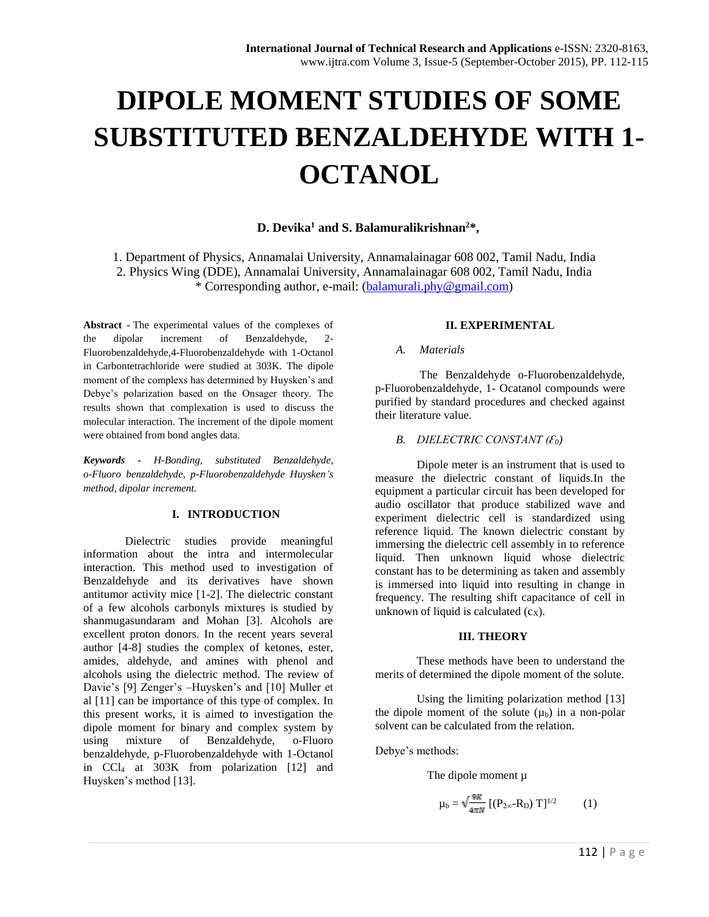# DIPOLE MOMENT STUDIES OF SOME SUBSTITUTED BENZALDEHYDE WITH 1-OCTANOL

**D. Devika[1] and S. Balamuralikrishnan[2]\*,**

1. Department of Physics, Annamalai University, Annamalainagar 608 002, Tamil Nadu, India
2. Physics Wing (DDE), Annamalai University, Annamalainagar 608 002, Tamil Nadu, India

\* Corresponding author, e-mail: (balamurali.phy@gmail.com)

**Abstract** - The experimental values of the complexes of the dipolar increment of Benzaldehyde, 2-Fluorobenzaldehyde,4-Fluorobenzaldehyde with 1-Octanol in Carbontetrachloride were studied at 303K. The dipole moment of the complexs has determined by Huysken's and Debye's polarization based on the Onsager theory. The results shown that complexation is used to discuss the molecular interaction. The increment of the dipole moment were obtained from bond angles data.

***Keywords*** - *H-Bonding, substituted Benzaldehyde, o-Fluoro benzaldehyde, p-Fluorobenzaldehyde Huysken's method, dipolar increment.*

## I. INTRODUCTION

Dielectric studies provide meaningful information about the intra and intermolecular interaction. This method used to investigation of Benzaldehyde and its derivatives have shown antitumor activity mice [1-2]. The dielectric constant of a few alcohols carbonyls mixtures is studied by shanmugasundaram and Mohan [3]. Alcohols are excellent proton donors. In the recent years several author [4-8] studies the complex of ketones, ester, amides, aldehyde, and amines with phenol and alcohols using the dielectric method. The review of Davie's [9] Zenger's –Huysken's and [10] Muller et al [11] can be importance of this type of complex. In this present works, it is aimed to investigation the dipole moment for binary and complex system by using mixture of Benzaldehyde, o-Fluoro benzaldehyde, p-Fluorobenzaldehyde with 1-Octanol in $CCl_4$ at 303K from polarization [12] and Huysken's method [13].

## II. EXPERIMENTAL

### *A. Materials*

The Benzaldehyde o-Fluorobenzaldehyde, p-Fluorobenzaldehyde, 1- Ocatanol compounds were purified by standard procedures and checked against their literature value.

### *B. DIELECTRIC CONSTANT ($\mathcal{E}_0$)*

Dipole meter is an instrument that is used to measure the dielectric constant of liquids.In the equipment a particular circuit has been developed for audio oscillator that produce stabilized wave and experiment dielectric cell is standardized using reference liquid. The known dielectric constant by immersing the dielectric cell assembly in to reference liquid. Then unknown liquid whose dielectric constant has to be determining as taken and assembly is immersed into liquid into resulting in change in frequency. The resulting shift capacitance of cell in unknown of liquid is calculated ($c_X$).

## III. THEORY

These methods have been to understand the merits of determined the dipole moment of the solute.

Using the limiting polarization method [13] the dipole moment of the solute ($\mu_b$) in a non-polar solvent can be calculated from the relation.

Debye's methods:

The dipole moment μ

$$\mu_b = \sqrt{\frac{9K}{4\pi N}}\,[(P_{2\infty}-R_D)\,T]^{1/2} \qquad (1)$$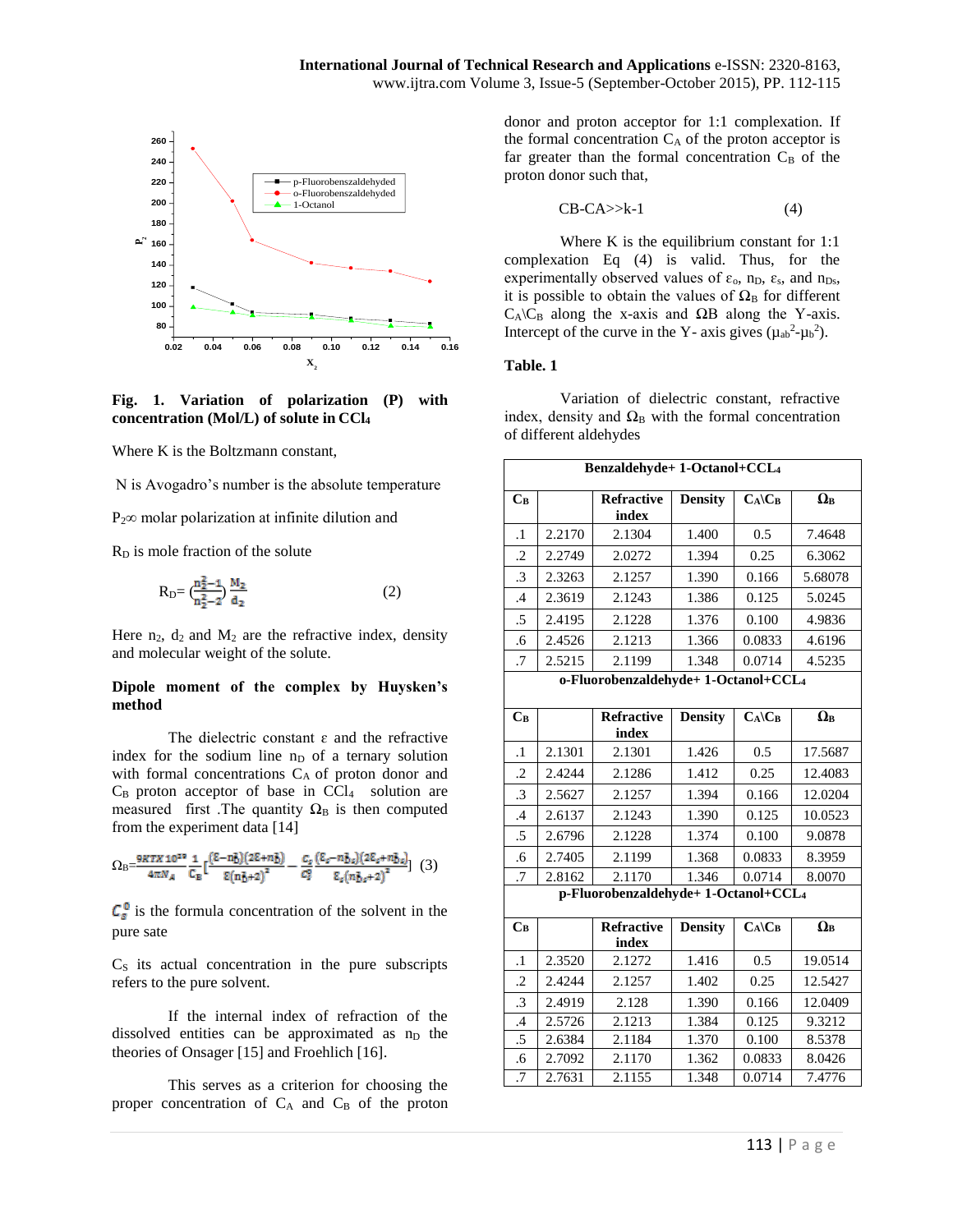**Fig. 1. Variation of polarization (P) with concentration (Mol/L) of solute in $CCl_4$**

Where K is the Boltzmann constant,

N is Avogadro's number is the absolute temperature

$P_{2\infty}$ molar polarization at infinite dilution and

$R_D$ is mole fraction of the solute

$$R_D = \left(\frac{n_2^2-1}{n_2^2-2}\right)\frac{M_2}{d_2} \qquad (2)$$

Here $n_2$, $d_2$ and $M_2$ are the refractive index, density and molecular weight of the solute.

**Dipole moment of the complex by Huysken's method**

The dielectric constant ε and the refractive index for the sodium line $n_D$ of a ternary solution with formal concentrations $C_A$ of proton donor and $C_B$ proton acceptor of base in $CCl_4$ solution are measured first .The quantity $\Omega_B$ is then computed from the experiment data [14]

$$\Omega_B = \frac{9KTX\,10^{22}}{4\pi N_A}\frac{1}{C_B}\left[\frac{(\varepsilon-n_D^2)(2\varepsilon+n_D^2)}{\varepsilon(n_D^2+2)^2} - \frac{C_s}{C_s^0}\frac{(\varepsilon_s-n_{Ds}^2)(2\varepsilon_s+n_{Ds}^2)}{\varepsilon_s(n_{Ds}^2+2)^2}\right] \quad (3)$$

$C_s^0$ is the formula concentration of the solvent in the pure sate

$C_S$ its actual concentration in the pure subscripts refers to the pure solvent.

If the internal index of refraction of the dissolved entities can be approximated as $n_D$ the theories of Onsager [15] and Froehlich [16].

This serves as a criterion for choosing the proper concentration of $C_A$ and $C_B$ of the proton donor and proton acceptor for 1:1 complexation. If the formal concentration $C_A$ of the proton acceptor is far greater than the formal concentration $C_B$ of the proton donor such that,

$$CB\text{-}CA>>k\text{-}1 \qquad (4)$$

Where K is the equilibrium constant for 1:1 complexation Eq (4) is valid. Thus, for the experimentally observed values of $\varepsilon_o$, $n_D$, $\varepsilon_s$, and $n_{Ds}$, it is possible to obtain the values of $\Omega_B$ for different $C_A \backslash C_B$ along the x-axis and ΩB along the Y-axis. Intercept of the curve in the Y- axis gives $(\mu_{ab}^2-\mu_b^2)$.

**Table. 1**

Variation of dielectric constant, refractive index, density and $\Omega_B$ with the formal concentration of different aldehydes

| **Benzaldehyde+ 1-Octanol+CCL₄** | | | | | |
|---|---|---|---|---|---|
| **$C_B$** | | **Refractive index** | **Density** | **$C_A \backslash C_B$** | **$\Omega_B$** |
| .1 | 2.2170 | 2.1304 | 1.400 | 0.5 | 7.4648 |
| .2 | 2.2749 | 2.0272 | 1.394 | 0.25 | 6.3062 |
| .3 | 2.3263 | 2.1257 | 1.390 | 0.166 | 5.68078 |
| .4 | 2.3619 | 2.1243 | 1.386 | 0.125 | 5.0245 |
| .5 | 2.4195 | 2.1228 | 1.376 | 0.100 | 4.9836 |
| .6 | 2.4526 | 2.1213 | 1.366 | 0.0833 | 4.6196 |
| .7 | 2.5215 | 2.1199 | 1.348 | 0.0714 | 4.5235 |
| **o-Fluorobenzaldehyde+ 1-Octanol+CCL₄** | | | | | |
| **$C_B$** | | **Refractive index** | **Density** | **$C_A \backslash C_B$** | **$\Omega_B$** |
| .1 | 2.1301 | 2.1301 | 1.426 | 0.5 | 17.5687 |
| .2 | 2.4244 | 2.1286 | 1.412 | 0.25 | 12.4083 |
| .3 | 2.5627 | 2.1257 | 1.394 | 0.166 | 12.0204 |
| .4 | 2.6137 | 2.1243 | 1.390 | 0.125 | 10.0523 |
| .5 | 2.6796 | 2.1228 | 1.374 | 0.100 | 9.0878 |
| .6 | 2.7405 | 2.1199 | 1.368 | 0.0833 | 8.3959 |
| .7 | 2.8162 | 2.1170 | 1.346 | 0.0714 | 8.0070 |
| **p-Fluorobenzaldehyde+ 1-Octanol+CCL₄** | | | | | |
| **$C_B$** | | **Refractive index** | **Density** | **$C_A \backslash C_B$** | **$\Omega_B$** |
| .1 | 2.3520 | 2.1272 | 1.416 | 0.5 | 19.0514 |
| .2 | 2.4244 | 2.1257 | 1.402 | 0.25 | 12.5427 |
| .3 | 2.4919 | 2.128 | 1.390 | 0.166 | 12.0409 |
| .4 | 2.5726 | 2.1213 | 1.384 | 0.125 | 9.3212 |
| .5 | 2.6384 | 2.1184 | 1.370 | 0.100 | 8.5378 |
| .6 | 2.7092 | 2.1170 | 1.362 | 0.0833 | 8.0426 |
| .7 | 2.7631 | 2.1155 | 1.348 | 0.0714 | 7.4776 |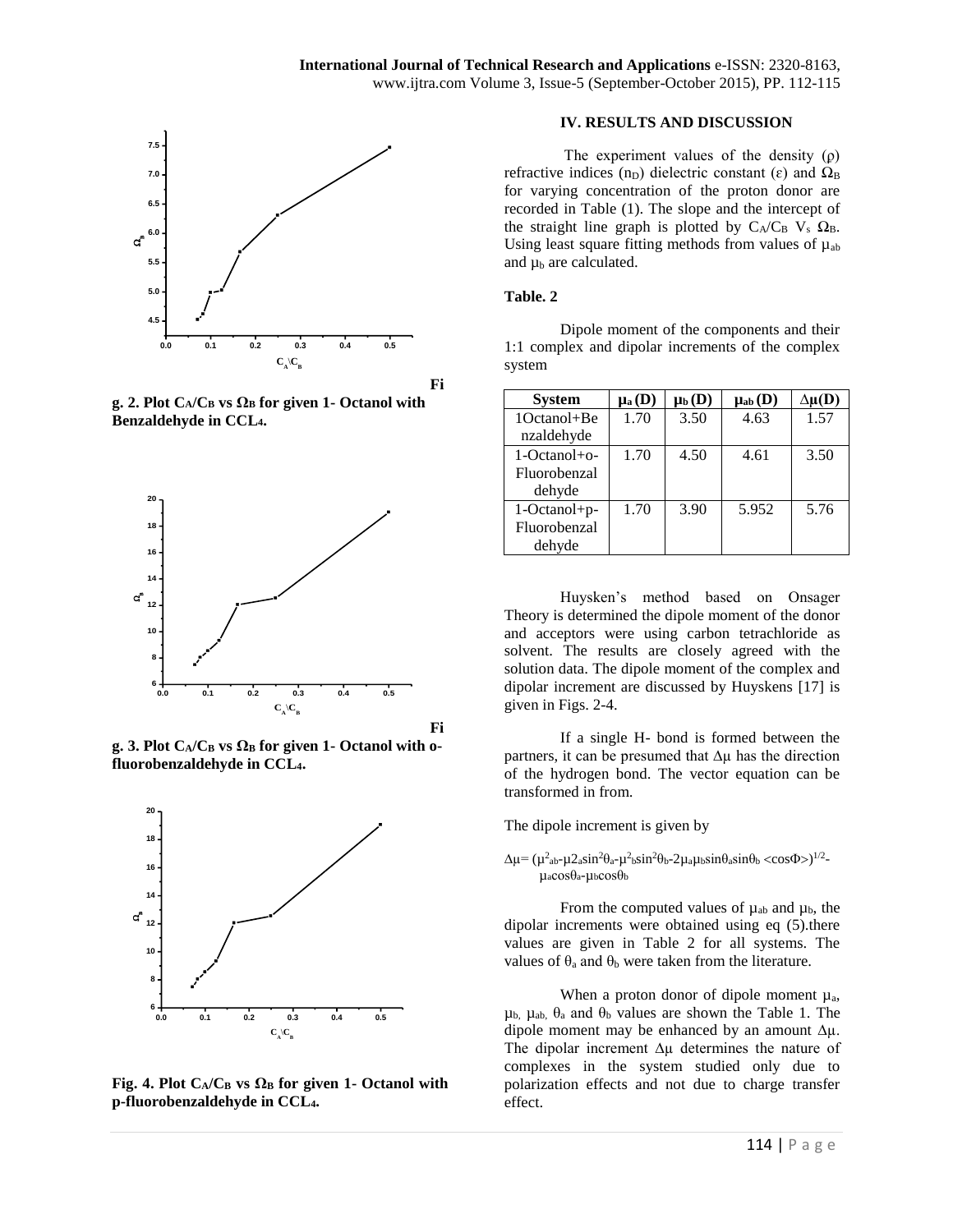Fig. 2. Plot $C_A/C_B$ vs $\Omega_B$ for given 1- Octanol with Benzaldehyde in $CCL_4$.

Fig. 3. Plot $C_A/C_B$ vs $\Omega_B$ for given 1- Octanol with o-fluorobenzaldehyde in $CCL_4$.

Fig. 4. Plot $C_A/C_B$ vs $\Omega_B$ for given 1- Octanol with p-fluorobenzaldehyde in $CCL_4$.

## IV. RESULTS AND DISCUSSION

The experiment values of the density (ρ) refractive indices ($n_D$) dielectric constant (ε) and $\Omega_B$ for varying concentration of the proton donor are recorded in Table (1). The slope and the intercept of the straight line graph is plotted by $C_A/C_B$ $V_s$ $\Omega_B$. Using least square fitting methods from values of $\mu_{ab}$ and $\mu_b$ are calculated.

**Table. 2**

Dipole moment of the components and their 1:1 complex and dipolar increments of the complex system

| System | $\mu_a$ (D) | $\mu_b$ (D) | $\mu_{ab}$ (D) | $\Delta\mu$(D) |
|---|---|---|---|---|
| 1Octanol+Benzaldehyde | 1.70 | 3.50 | 4.63 | 1.57 |
| 1-Octanol+o-Fluorobenzaldehyde | 1.70 | 4.50 | 4.61 | 3.50 |
| 1-Octanol+p-Fluorobenzaldehyde | 1.70 | 3.90 | 5.952 | 5.76 |

Huysken's method based on Onsager Theory is determined the dipole moment of the donor and acceptors were using carbon tetrachloride as solvent. The results are closely agreed with the solution data. The dipole moment of the complex and dipolar increment are discussed by Huyskens [17] is given in Figs. 2-4.

If a single H- bond is formed between the partners, it can be presumed that Δμ has the direction of the hydrogen bond. The vector equation can be transformed in from.

The dipole increment is given by

$$\Delta\mu = (\mu^2_{ab} - \mu 2_a \sin^2\theta_a - \mu^2_b \sin^2\theta_b - 2\mu_a\mu_b \sin\theta_a \sin\theta_b <\cos\Phi>)^{1/2} - \mu_a\cos\theta_a - \mu_b\cos\theta_b$$

From the computed values of $\mu_{ab}$ and $\mu_b$, the dipolar increments were obtained using eq (5).there values are given in Table 2 for all systems. The values of $\theta_a$ and $\theta_b$ were taken from the literature.

When a proton donor of dipole moment $\mu_a$, $\mu_b$, $\mu_{ab}$, $\theta_a$ and $\theta_b$ values are shown the Table 1. The dipole moment may be enhanced by an amount Δμ. The dipolar increment Δμ determines the nature of complexes in the system studied only due to polarization effects and not due to charge transfer effect.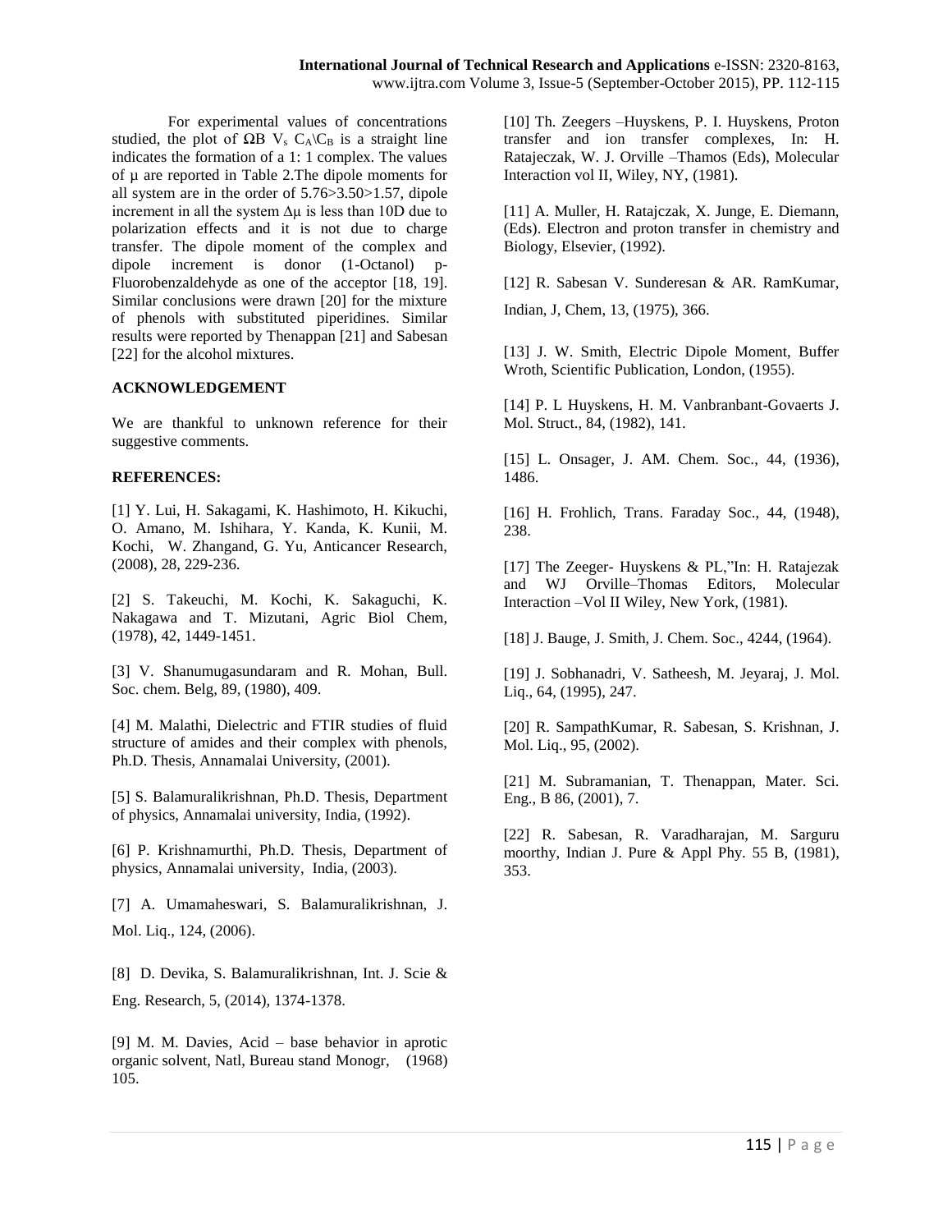For experimental values of concentrations studied, the plot of $\Omega B$ $V_s$ $C_A \backslash C_B$ is a straight line indicates the formation of a 1: 1 complex. The values of μ are reported in Table 2.The dipole moments for all system are in the order of 5.76>3.50>1.57, dipole increment in all the system Δμ is less than 10D due to polarization effects and it is not due to charge transfer. The dipole moment of the complex and dipole increment is donor (1-Octanol) p-Fluorobenzaldehyde as one of the acceptor [18, 19]. Similar conclusions were drawn [20] for the mixture of phenols with substituted piperidines. Similar results were reported by Thenappan [21] and Sabesan [22] for the alcohol mixtures.

## ACKNOWLEDGEMENT

We are thankful to unknown reference for their suggestive comments.

## REFERENCES:

[1] Y. Lui, H. Sakagami, K. Hashimoto, H. Kikuchi, O. Amano, M. Ishihara, Y. Kanda, K. Kunii, M. Kochi, W. Zhangand, G. Yu, Anticancer Research, (2008), 28, 229-236.

[2] S. Takeuchi, M. Kochi, K. Sakaguchi, K. Nakagawa and T. Mizutani, Agric Biol Chem, (1978), 42, 1449-1451.

[3] V. Shanumugasundaram and R. Mohan, Bull. Soc. chem. Belg, 89, (1980), 409.

[4] M. Malathi, Dielectric and FTIR studies of fluid structure of amides and their complex with phenols, Ph.D. Thesis, Annamalai University, (2001).

[5] S. Balamuralikrishnan, Ph.D. Thesis, Department of physics, Annamalai university, India, (1992).

[6] P. Krishnamurthi, Ph.D. Thesis, Department of physics, Annamalai university, India, (2003).

[7] A. Umamaheswari, S. Balamuralikrishnan, J. Mol. Liq., 124, (2006).

[8] D. Devika, S. Balamuralikrishnan, Int. J. Scie & Eng. Research, 5, (2014), 1374-1378.

[9] M. M. Davies, Acid – base behavior in aprotic organic solvent, Natl, Bureau stand Monogr, (1968) 105.

[10] Th. Zeegers –Huyskens, P. I. Huyskens, Proton transfer and ion transfer complexes, In: H. Ratajeczak, W. J. Orville –Thamos (Eds), Molecular Interaction vol II, Wiley, NY, (1981).

[11] A. Muller, H. Ratajczak, X. Junge, E. Diemann, (Eds). Electron and proton transfer in chemistry and Biology, Elsevier, (1992).

[12] R. Sabesan V. Sunderesan & AR. RamKumar, Indian, J, Chem, 13, (1975), 366.

[13] J. W. Smith, Electric Dipole Moment, Buffer Wroth, Scientific Publication, London, (1955).

[14] P. L Huyskens, H. M. Vanbranbant-Govaerts J. Mol. Struct., 84, (1982), 141.

[15] L. Onsager, J. AM. Chem. Soc., 44, (1936), 1486.

[16] H. Frohlich, Trans. Faraday Soc., 44, (1948), 238.

[17] The Zeeger- Huyskens & PL,"In: H. Ratajezak and WJ Orville–Thomas Editors, Molecular Interaction –Vol II Wiley, New York, (1981).

[18] J. Bauge, J. Smith, J. Chem. Soc., 4244, (1964).

[19] J. Sobhanadri, V. Satheesh, M. Jeyaraj, J. Mol. Liq., 64, (1995), 247.

[20] R. SampathKumar, R. Sabesan, S. Krishnan, J. Mol. Liq., 95, (2002).

[21] M. Subramanian, T. Thenappan, Mater. Sci. Eng., B 86, (2001), 7.

[22] R. Sabesan, R. Varadharajan, M. Sarguru moorthy, Indian J. Pure & Appl Phy. 55 B, (1981), 353.